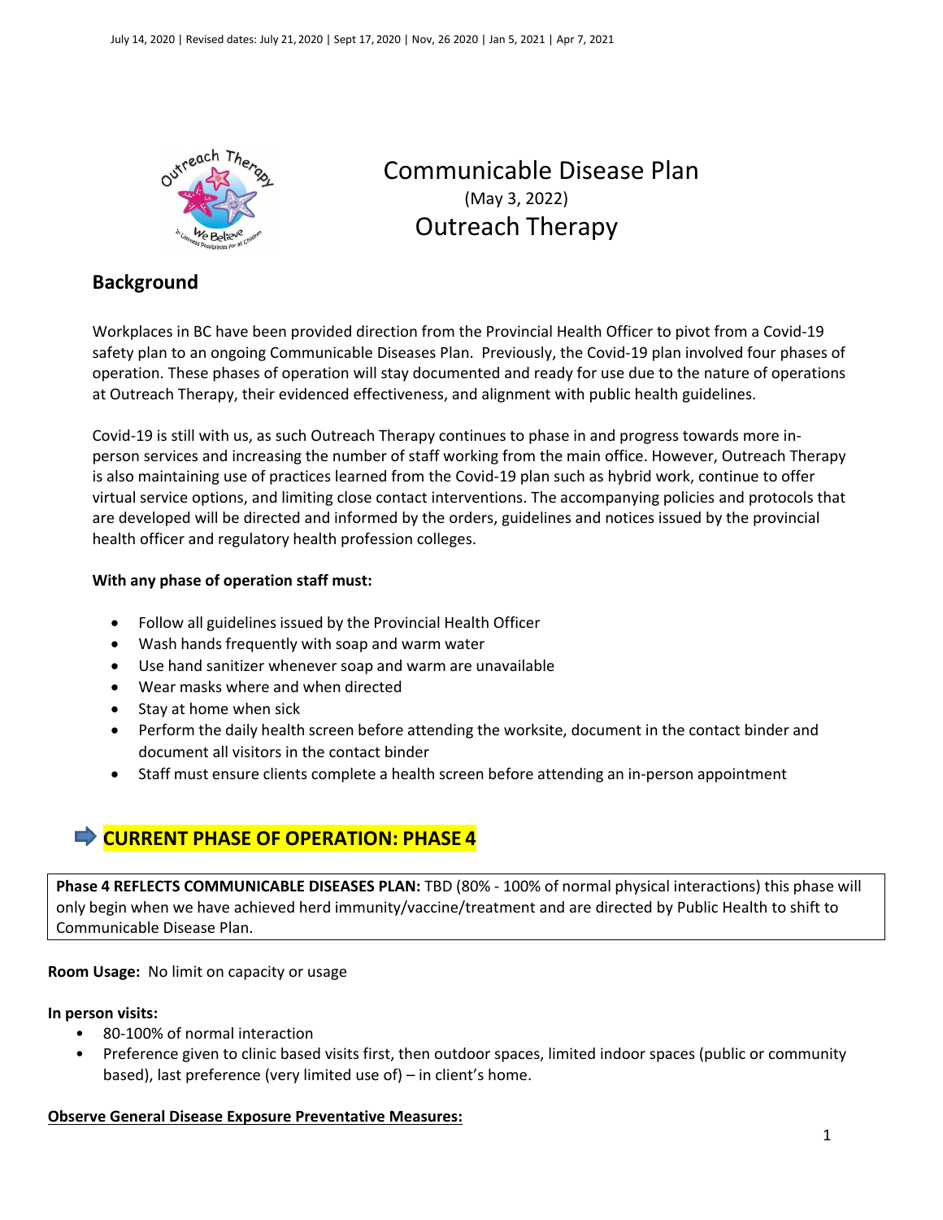July 14, 2020 | Revised dates: July 21, 2020 | Sept 17, 2020 | Nov, 26 2020 | Jan 5, 2021 | Apr 7, 2021

# Communicable Disease Plan

(May 3, 2022)

Outreach Therapy

## Background

Workplaces in BC have been provided direction from the Provincial Health Officer to pivot from a Covid-19 safety plan to an ongoing Communicable Diseases Plan. Previously, the Covid-19 plan involved four phases of operation. These phases of operation will stay documented and ready for use due to the nature of operations at Outreach Therapy, their evidenced effectiveness, and alignment with public health guidelines.

Covid-19 is still with us, as such Outreach Therapy continues to phase in and progress towards more in-person services and increasing the number of staff working from the main office. However, Outreach Therapy is also maintaining use of practices learned from the Covid-19 plan such as hybrid work, continue to offer virtual service options, and limiting close contact interventions. The accompanying policies and protocols that are developed will be directed and informed by the orders, guidelines and notices issued by the provincial health officer and regulatory health profession colleges.

**With any phase of operation staff must:**

- Follow all guidelines issued by the Provincial Health Officer
- Wash hands frequently with soap and warm water
- Use hand sanitizer whenever soap and warm are unavailable
- Wear masks where and when directed
- Stay at home when sick
- Perform the daily health screen before attending the worksite, document in the contact binder and document all visitors in the contact binder
- Staff must ensure clients complete a health screen before attending an in-person appointment

## ➡ CURRENT PHASE OF OPERATION: PHASE 4

**Phase 4 REFLECTS COMMUNICABLE DISEASES PLAN:** TBD (80% - 100% of normal physical interactions) this phase will only begin when we have achieved herd immunity/vaccine/treatment and are directed by Public Health to shift to Communicable Disease Plan.

**Room Usage:** No limit on capacity or usage

**In person visits:**

- 80-100% of normal interaction
- Preference given to clinic based visits first, then outdoor spaces, limited indoor spaces (public or community based), last preference (very limited use of) – in client's home.

**Observe General Disease Exposure Preventative Measures:**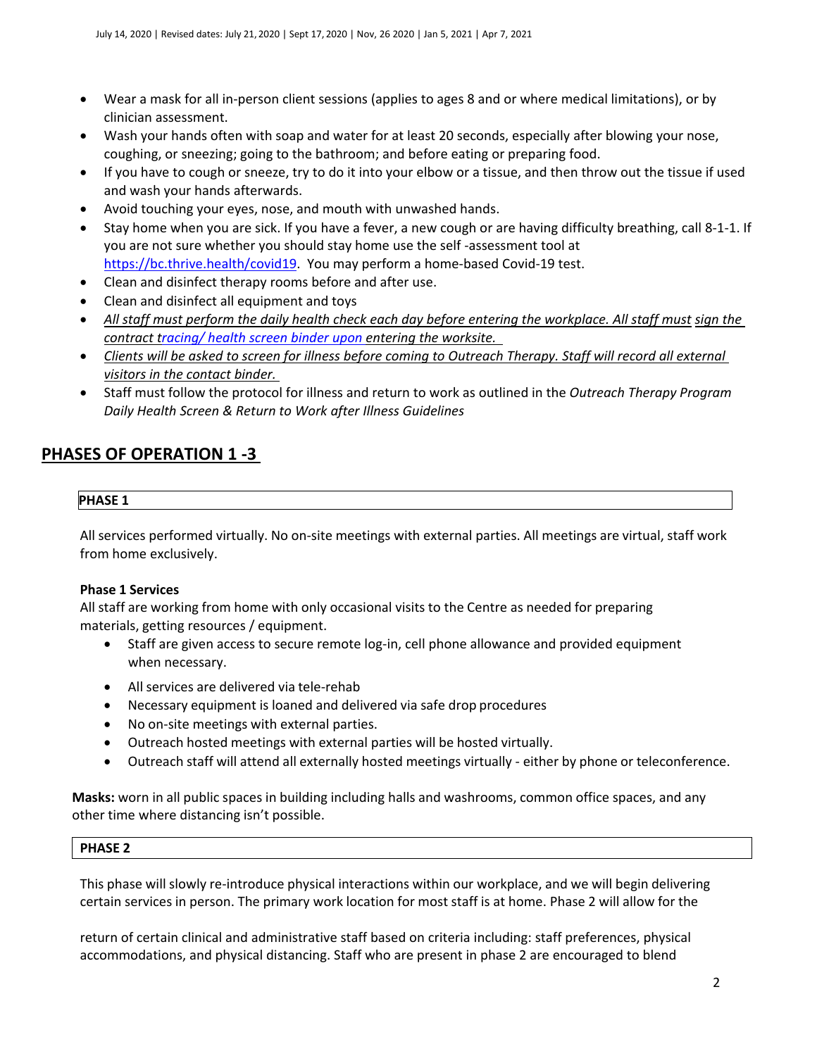- Wear a mask for all in-person client sessions (applies to ages 8 and or where medical limitations), or by clinician assessment.
- Wash your hands often with soap and water for at least 20 seconds, especially after blowing your nose, coughing, or sneezing; going to the bathroom; and before eating or preparing food.
- If you have to cough or sneeze, try to do it into your elbow or a tissue, and then throw out the tissue if used and wash your hands afterwards.
- Avoid touching your eyes, nose, and mouth with unwashed hands.
- Stay home when you are sick. If you have a fever, a new cough or are having difficulty breathing, call 8-1-1. If you are not sure whether you should stay home use the self -assessment tool at https://bc.thrive.health/covid19. You may perform a home-based Covid-19 test.
- Clean and disinfect therapy rooms before and after use.
- Clean and disinfect all equipment and toys
- *All staff must perform the daily health check each day before entering the workplace. All staff must sign the contract tracing/ health screen binder upon entering the worksite.*
- *Clients will be asked to screen for illness before coming to Outreach Therapy. Staff will record all external visitors in the contact binder.*
- Staff must follow the protocol for illness and return to work as outlined in the *Outreach Therapy Program Daily Health Screen & Return to Work after Illness Guidelines*

## PHASES OF OPERATION 1 -3

### PHASE 1

All services performed virtually. No on-site meetings with external parties. All meetings are virtual, staff work from home exclusively.

**Phase 1 Services**

All staff are working from home with only occasional visits to the Centre as needed for preparing materials, getting resources / equipment.

- Staff are given access to secure remote log-in, cell phone allowance and provided equipment when necessary.
- All services are delivered via tele-rehab
- Necessary equipment is loaned and delivered via safe drop procedures
- No on-site meetings with external parties.
- Outreach hosted meetings with external parties will be hosted virtually.
- Outreach staff will attend all externally hosted meetings virtually - either by phone or teleconference.

**Masks:** worn in all public spaces in building including halls and washrooms, common office spaces, and any other time where distancing isn't possible.

### PHASE 2

This phase will slowly re-introduce physical interactions within our workplace, and we will begin delivering certain services in person. The primary work location for most staff is at home. Phase 2 will allow for the return of certain clinical and administrative staff based on criteria including: staff preferences, physical accommodations, and physical distancing. Staff who are present in phase 2 are encouraged to blend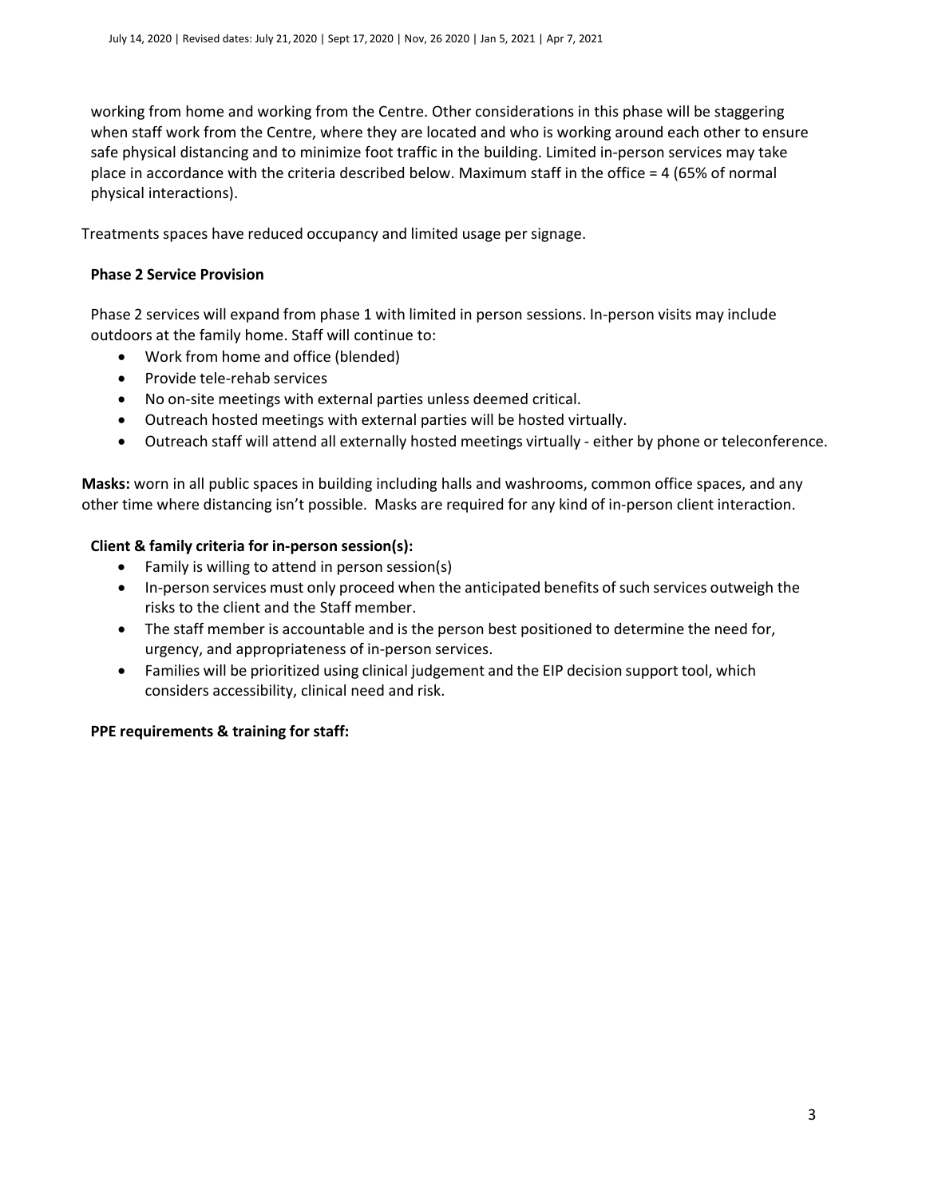working from home and working from the Centre. Other considerations in this phase will be staggering when staff work from the Centre, where they are located and who is working around each other to ensure safe physical distancing and to minimize foot traffic in the building. Limited in-person services may take place in accordance with the criteria described below. Maximum staff in the office = 4 (65% of normal physical interactions).

Treatments spaces have reduced occupancy and limited usage per signage.

**Phase 2 Service Provision**

Phase 2 services will expand from phase 1 with limited in person sessions. In-person visits may include outdoors at the family home. Staff will continue to:

- Work from home and office (blended)
- Provide tele-rehab services
- No on-site meetings with external parties unless deemed critical.
- Outreach hosted meetings with external parties will be hosted virtually.
- Outreach staff will attend all externally hosted meetings virtually - either by phone or teleconference.

**Masks:** worn in all public spaces in building including halls and washrooms, common office spaces, and any other time where distancing isn't possible. Masks are required for any kind of in-person client interaction.

**Client & family criteria for in-person session(s):**

- Family is willing to attend in person session(s)
- In-person services must only proceed when the anticipated benefits of such services outweigh the risks to the client and the Staff member.
- The staff member is accountable and is the person best positioned to determine the need for, urgency, and appropriateness of in-person services.
- Families will be prioritized using clinical judgement and the EIP decision support tool, which considers accessibility, clinical need and risk.

**PPE requirements & training for staff:**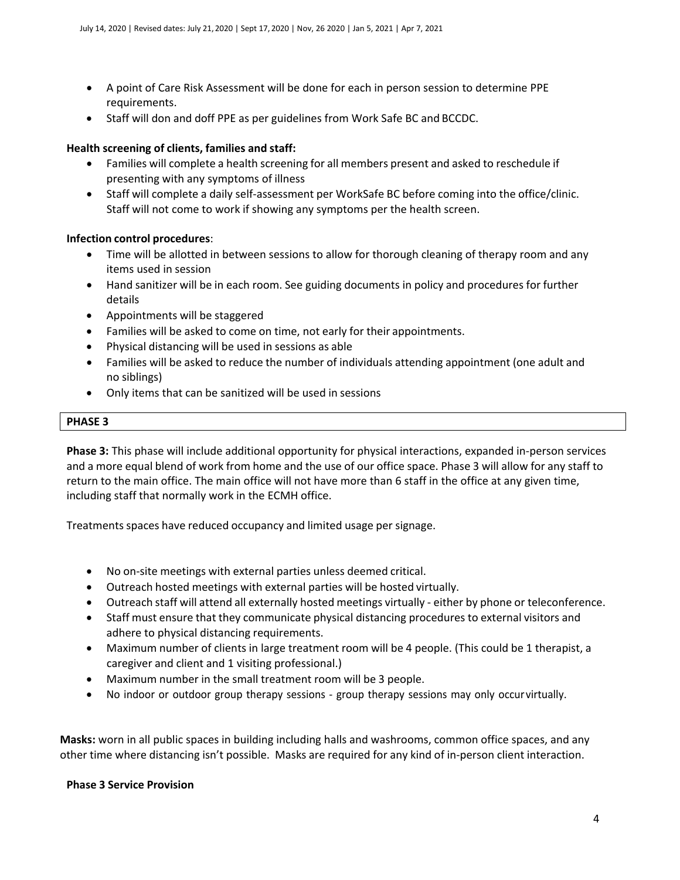- A point of Care Risk Assessment will be done for each in person session to determine PPE requirements.
- Staff will don and doff PPE as per guidelines from Work Safe BC and BCCDC.

**Health screening of clients, families and staff:**

- Families will complete a health screening for all members present and asked to reschedule if presenting with any symptoms of illness
- Staff will complete a daily self-assessment per WorkSafe BC before coming into the office/clinic. Staff will not come to work if showing any symptoms per the health screen.

**Infection control procedures**:

- Time will be allotted in between sessions to allow for thorough cleaning of therapy room and any items used in session
- Hand sanitizer will be in each room. See guiding documents in policy and procedures for further details
- Appointments will be staggered
- Families will be asked to come on time, not early for their appointments.
- Physical distancing will be used in sessions as able
- Families will be asked to reduce the number of individuals attending appointment (one adult and no siblings)
- Only items that can be sanitized will be used in sessions

## PHASE 3

**Phase 3:** This phase will include additional opportunity for physical interactions, expanded in-person services and a more equal blend of work from home and the use of our office space. Phase 3 will allow for any staff to return to the main office. The main office will not have more than 6 staff in the office at any given time, including staff that normally work in the ECMH office.

Treatments spaces have reduced occupancy and limited usage per signage.

- No on-site meetings with external parties unless deemed critical.
- Outreach hosted meetings with external parties will be hosted virtually.
- Outreach staff will attend all externally hosted meetings virtually - either by phone or teleconference.
- Staff must ensure that they communicate physical distancing procedures to external visitors and adhere to physical distancing requirements.
- Maximum number of clients in large treatment room will be 4 people. (This could be 1 therapist, a caregiver and client and 1 visiting professional.)
- Maximum number in the small treatment room will be 3 people.
- No indoor or outdoor group therapy sessions - group therapy sessions may only occur virtually.

**Masks:** worn in all public spaces in building including halls and washrooms, common office spaces, and any other time where distancing isn't possible. Masks are required for any kind of in-person client interaction.

**Phase 3 Service Provision**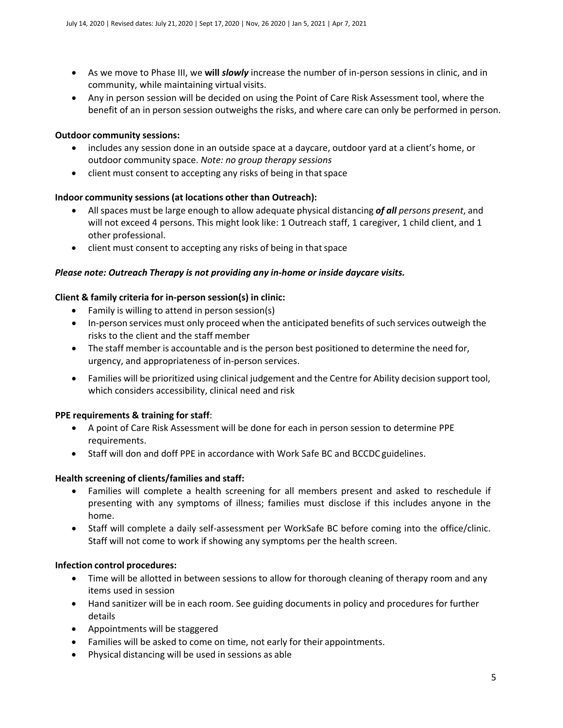- As we move to Phase III, we **will *slowly*** increase the number of in-person sessions in clinic, and in community, while maintaining virtual visits.
- Any in person session will be decided on using the Point of Care Risk Assessment tool, where the benefit of an in person session outweighs the risks, and where care can only be performed in person.

**Outdoor community sessions:**

- includes any session done in an outside space at a daycare, outdoor yard at a client's home, or outdoor community space. *Note: no group therapy sessions*
- client must consent to accepting any risks of being in that space

**Indoor community sessions (at locations other than Outreach):**

- All spaces must be large enough to allow adequate physical distancing ***of all** persons present*, and will not exceed 4 persons. This might look like: 1 Outreach staff, 1 caregiver, 1 child client, and 1 other professional.
- client must consent to accepting any risks of being in that space

***Please note: Outreach Therapy is not providing any in-home or inside daycare visits.***

**Client & family criteria for in-person session(s) in clinic:**

- Family is willing to attend in person session(s)
- In-person services must only proceed when the anticipated benefits of such services outweigh the risks to the client and the staff member
- The staff member is accountable and is the person best positioned to determine the need for, urgency, and appropriateness of in-person services.
- Families will be prioritized using clinical judgement and the Centre for Ability decision support tool, which considers accessibility, clinical need and risk

**PPE requirements & training for staff**:

- A point of Care Risk Assessment will be done for each in person session to determine PPE requirements.
- Staff will don and doff PPE in accordance with Work Safe BC and BCCDC guidelines.

**Health screening of clients/families and staff:**

- Families will complete a health screening for all members present and asked to reschedule if presenting with any symptoms of illness; families must disclose if this includes anyone in the home.
- Staff will complete a daily self-assessment per WorkSafe BC before coming into the office/clinic. Staff will not come to work if showing any symptoms per the health screen.

**Infection control procedures:**

- Time will be allotted in between sessions to allow for thorough cleaning of therapy room and any items used in session
- Hand sanitizer will be in each room. See guiding documents in policy and procedures for further details
- Appointments will be staggered
- Families will be asked to come on time, not early for their appointments.
- Physical distancing will be used in sessions as able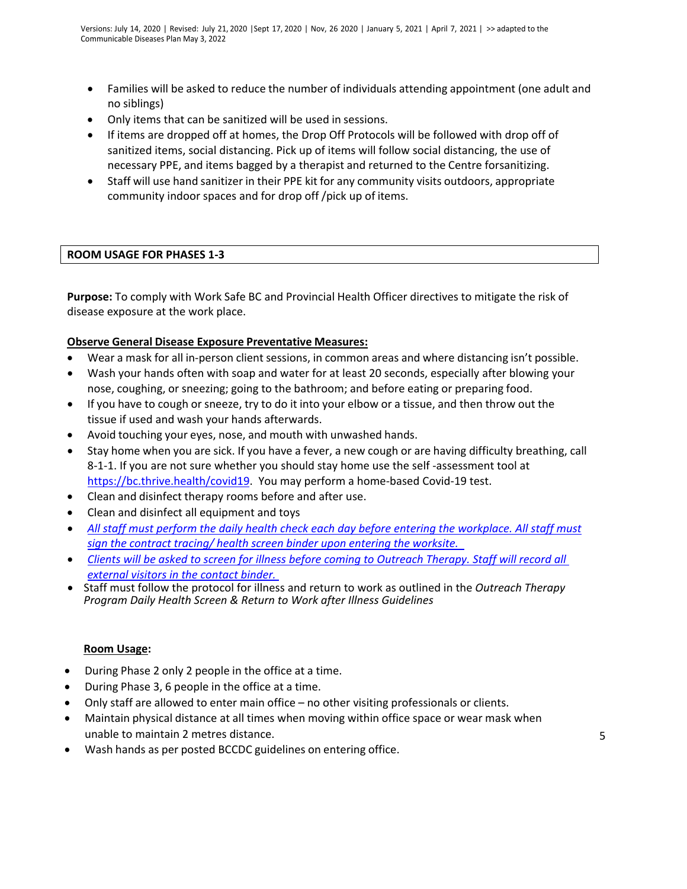- Families will be asked to reduce the number of individuals attending appointment (one adult and no siblings)
- Only items that can be sanitized will be used in sessions.
- If items are dropped off at homes, the Drop Off Protocols will be followed with drop off of sanitized items, social distancing. Pick up of items will follow social distancing, the use of necessary PPE, and items bagged by a therapist and returned to the Centre forsanitizing.
- Staff will use hand sanitizer in their PPE kit for any community visits outdoors, appropriate community indoor spaces and for drop off /pick up of items.

## ROOM USAGE FOR PHASES 1-3

**Purpose:** To comply with Work Safe BC and Provincial Health Officer directives to mitigate the risk of disease exposure at the work place.

**Observe General Disease Exposure Preventative Measures:**

- Wear a mask for all in-person client sessions, in common areas and where distancing isn't possible.
- Wash your hands often with soap and water for at least 20 seconds, especially after blowing your nose, coughing, or sneezing; going to the bathroom; and before eating or preparing food.
- If you have to cough or sneeze, try to do it into your elbow or a tissue, and then throw out the tissue if used and wash your hands afterwards.
- Avoid touching your eyes, nose, and mouth with unwashed hands.
- Stay home when you are sick. If you have a fever, a new cough or are having difficulty breathing, call 8-1-1. If you are not sure whether you should stay home use the self -assessment tool at https://bc.thrive.health/covid19. You may perform a home-based Covid-19 test.
- Clean and disinfect therapy rooms before and after use.
- Clean and disinfect all equipment and toys
- *All staff must perform the daily health check each day before entering the workplace. All staff must sign the contract tracing/ health screen binder upon entering the worksite.*
- *Clients will be asked to screen for illness before coming to Outreach Therapy. Staff will record all external visitors in the contact binder.*
- Staff must follow the protocol for illness and return to work as outlined in the *Outreach Therapy Program Daily Health Screen & Return to Work after Illness Guidelines*

**Room Usage:**

- During Phase 2 only 2 people in the office at a time.
- During Phase 3, 6 people in the office at a time.
- Only staff are allowed to enter main office – no other visiting professionals or clients.
- Maintain physical distance at all times when moving within office space or wear mask when unable to maintain 2 metres distance.
- Wash hands as per posted BCCDC guidelines on entering office.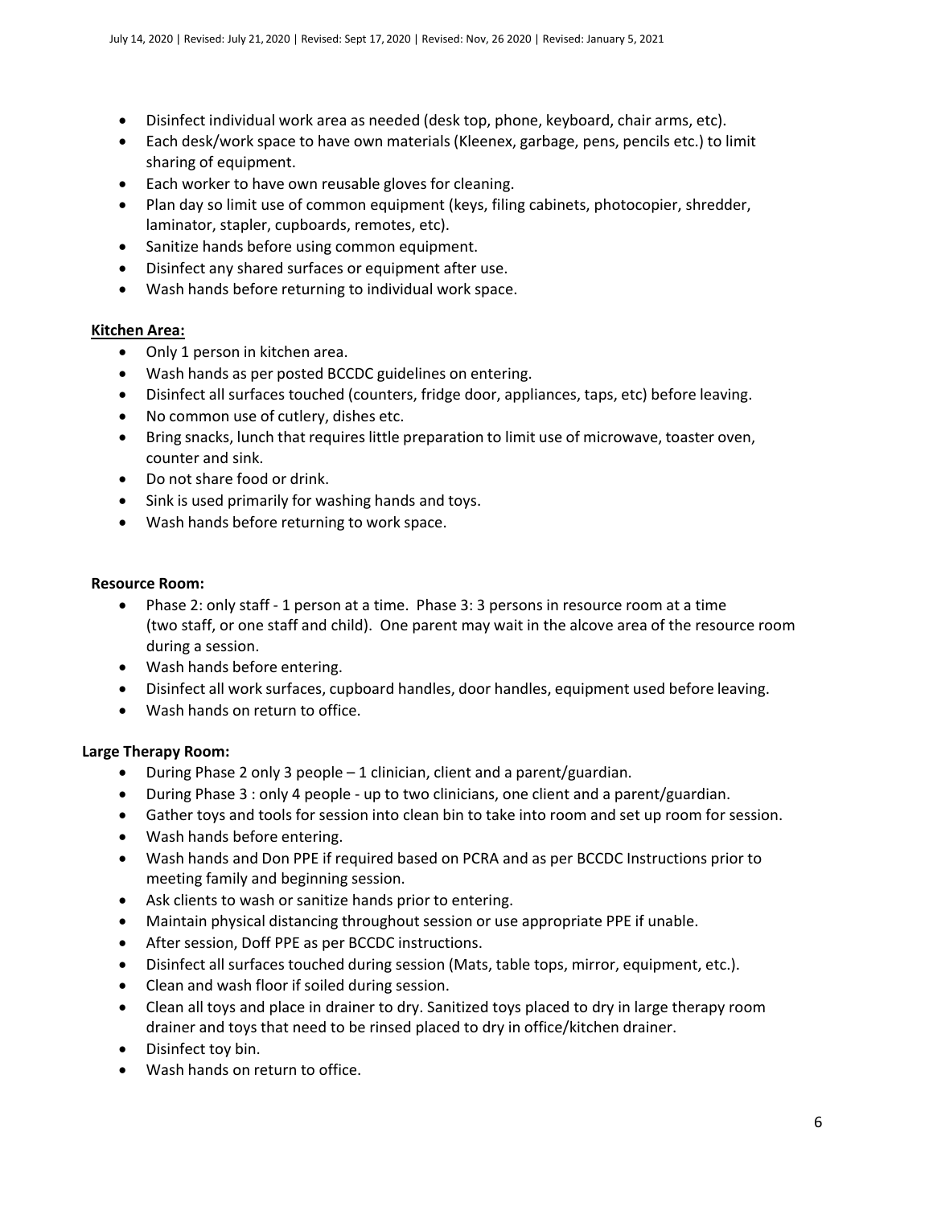- Disinfect individual work area as needed (desk top, phone, keyboard, chair arms, etc).
- Each desk/work space to have own materials (Kleenex, garbage, pens, pencils etc.) to limit sharing of equipment.
- Each worker to have own reusable gloves for cleaning.
- Plan day so limit use of common equipment (keys, filing cabinets, photocopier, shredder, laminator, stapler, cupboards, remotes, etc).
- Sanitize hands before using common equipment.
- Disinfect any shared surfaces or equipment after use.
- Wash hands before returning to individual work space.

**Kitchen Area:**

- Only 1 person in kitchen area.
- Wash hands as per posted BCCDC guidelines on entering.
- Disinfect all surfaces touched (counters, fridge door, appliances, taps, etc) before leaving.
- No common use of cutlery, dishes etc.
- Bring snacks, lunch that requires little preparation to limit use of microwave, toaster oven, counter and sink.
- Do not share food or drink.
- Sink is used primarily for washing hands and toys.
- Wash hands before returning to work space.

**Resource Room:**

- Phase 2: only staff - 1 person at a time. Phase 3: 3 persons in resource room at a time (two staff, or one staff and child). One parent may wait in the alcove area of the resource room during a session.
- Wash hands before entering.
- Disinfect all work surfaces, cupboard handles, door handles, equipment used before leaving.
- Wash hands on return to office.

**Large Therapy Room:**

- During Phase 2 only 3 people – 1 clinician, client and a parent/guardian.
- During Phase 3 : only 4 people - up to two clinicians, one client and a parent/guardian.
- Gather toys and tools for session into clean bin to take into room and set up room for session.
- Wash hands before entering.
- Wash hands and Don PPE if required based on PCRA and as per BCCDC Instructions prior to meeting family and beginning session.
- Ask clients to wash or sanitize hands prior to entering.
- Maintain physical distancing throughout session or use appropriate PPE if unable.
- After session, Doff PPE as per BCCDC instructions.
- Disinfect all surfaces touched during session (Mats, table tops, mirror, equipment, etc.).
- Clean and wash floor if soiled during session.
- Clean all toys and place in drainer to dry. Sanitized toys placed to dry in large therapy room drainer and toys that need to be rinsed placed to dry in office/kitchen drainer.
- Disinfect toy bin.
- Wash hands on return to office.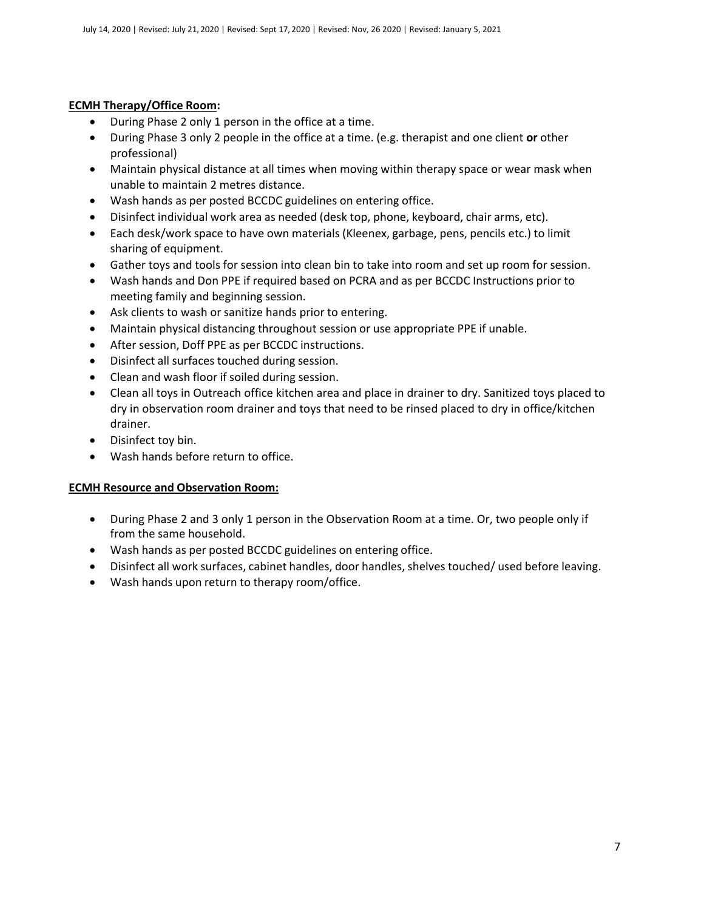**ECMH Therapy/Office Room:**

- During Phase 2 only 1 person in the office at a time.
- During Phase 3 only 2 people in the office at a time. (e.g. therapist and one client **or** other professional)
- Maintain physical distance at all times when moving within therapy space or wear mask when unable to maintain 2 metres distance.
- Wash hands as per posted BCCDC guidelines on entering office.
- Disinfect individual work area as needed (desk top, phone, keyboard, chair arms, etc).
- Each desk/work space to have own materials (Kleenex, garbage, pens, pencils etc.) to limit sharing of equipment.
- Gather toys and tools for session into clean bin to take into room and set up room for session.
- Wash hands and Don PPE if required based on PCRA and as per BCCDC Instructions prior to meeting family and beginning session.
- Ask clients to wash or sanitize hands prior to entering.
- Maintain physical distancing throughout session or use appropriate PPE if unable.
- After session, Doff PPE as per BCCDC instructions.
- Disinfect all surfaces touched during session.
- Clean and wash floor if soiled during session.
- Clean all toys in Outreach office kitchen area and place in drainer to dry. Sanitized toys placed to dry in observation room drainer and toys that need to be rinsed placed to dry in office/kitchen drainer.
- Disinfect toy bin.
- Wash hands before return to office.

**ECMH Resource and Observation Room:**

- During Phase 2 and 3 only 1 person in the Observation Room at a time. Or, two people only if from the same household.
- Wash hands as per posted BCCDC guidelines on entering office.
- Disinfect all work surfaces, cabinet handles, door handles, shelves touched/ used before leaving.
- Wash hands upon return to therapy room/office.